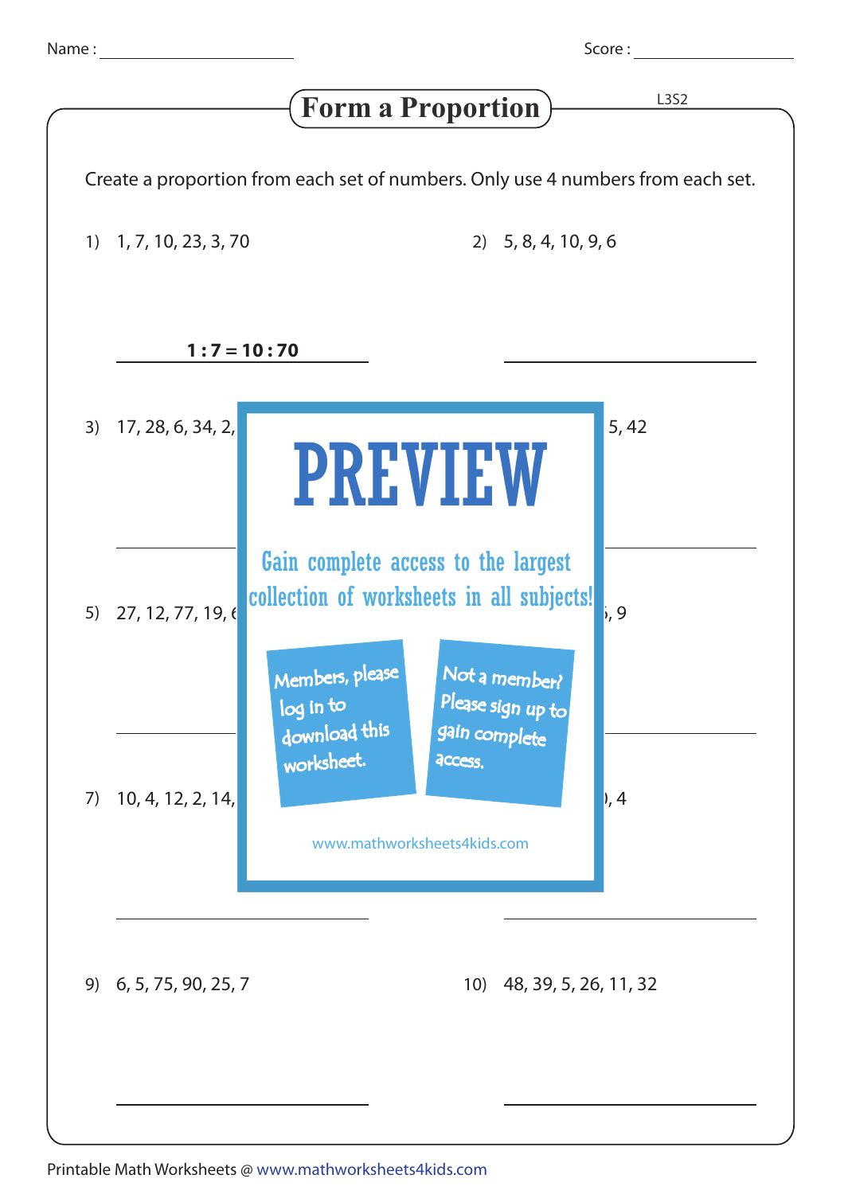Name : ____________________ Score : ____________________

# Form a Proportion

L3S2

Create a proportion from each set of numbers. Only use 4 numbers from each set.

1) 1, 7, 10, 23, 3, 70

**1 : 7 = 10 : 70**

2) 5, 8, 4, 10, 9, 6

3) 17, 28, 6, 34, 2, ...

4) ... 5, 42

**PREVIEW**

Gain complete access to the largest collection of worksheets in all subjects!

Members, please log in to download this worksheet.

Not a member? Please sign up to gain complete access.

www.mathworksheets4kids.com

5) 27, 12, 77, 19, 6...

6) ..., 9

7) 10, 4, 12, 2, 14, ...

8) ..., 4

9) 6, 5, 75, 90, 25, 7

10) 48, 39, 5, 26, 11, 32

Printable Math Worksheets @ www.mathworksheets4kids.com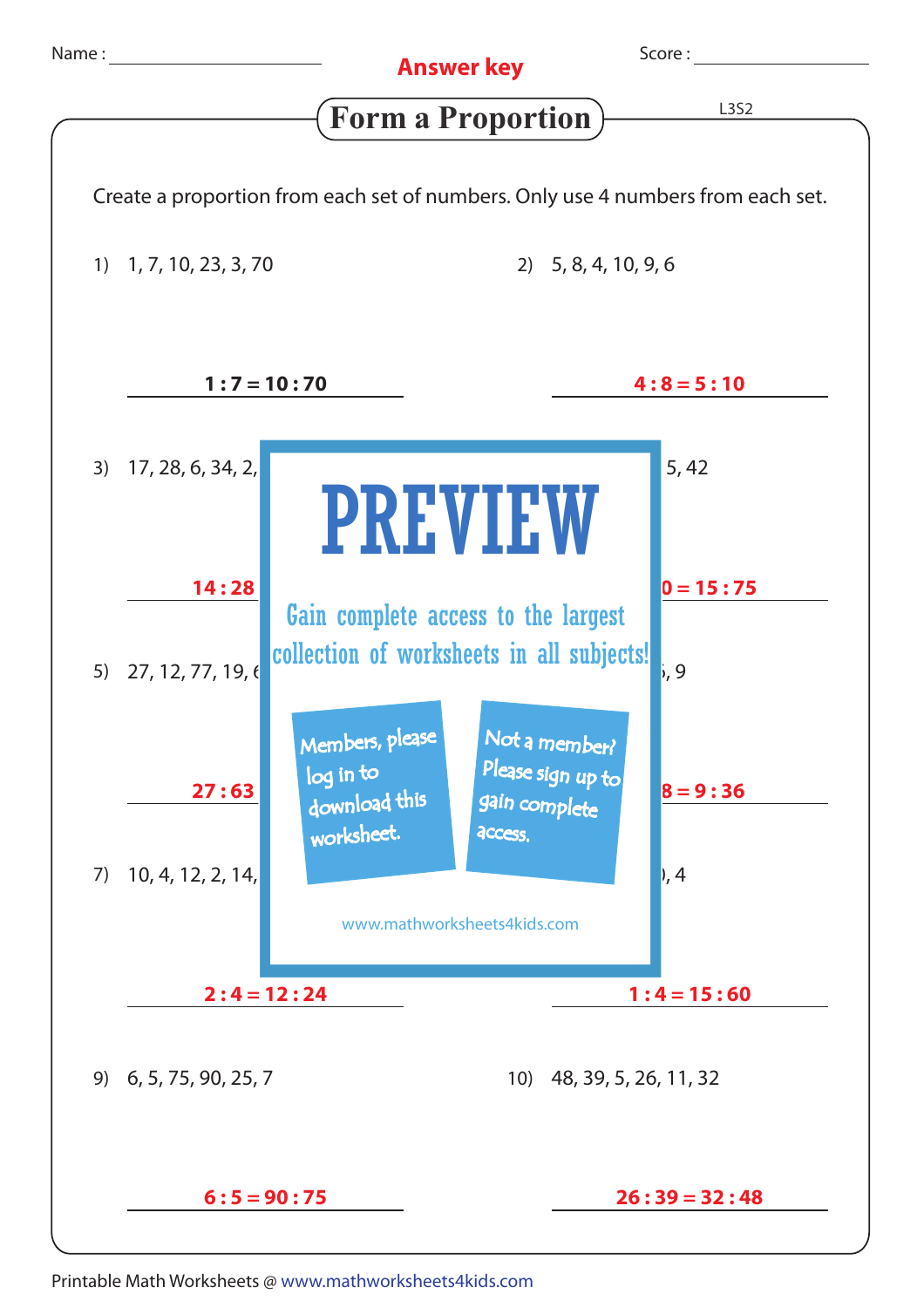Name : ______________________ **Answer key** Score : ______________

# Form a Proportion

L3S2

Create a proportion from each set of numbers. Only use 4 numbers from each set.

1) 1, 7, 10, 23, 3, 70

**1 : 7 = 10 : 70**

2) 5, 8, 4, 10, 9, 6

**4 : 8 = 5 : 10**

3) 17, 28, 6, 34, 2,

**14 : 28**

4) 5, 42

**0 = 15 : 75**

PREVIEW

Gain complete access to the largest collection of worksheets in all subjects!

Members, please log in to download this worksheet.

Not a member? Please sign up to gain complete access.

www.mathworksheets4kids.com

5) 27, 12, 77, 19, 6

**27 : 63**

6) , 9

**8 = 9 : 36**

7) 10, 4, 12, 2, 14,

**2 : 4 = 12 : 24**

8) , 4

**1 : 4 = 15 : 60**

9) 6, 5, 75, 90, 25, 7

**6 : 5 = 90 : 75**

10) 48, 39, 5, 26, 11, 32

**26 : 39 = 32 : 48**

Printable Math Worksheets @ www.mathworksheets4kids.com